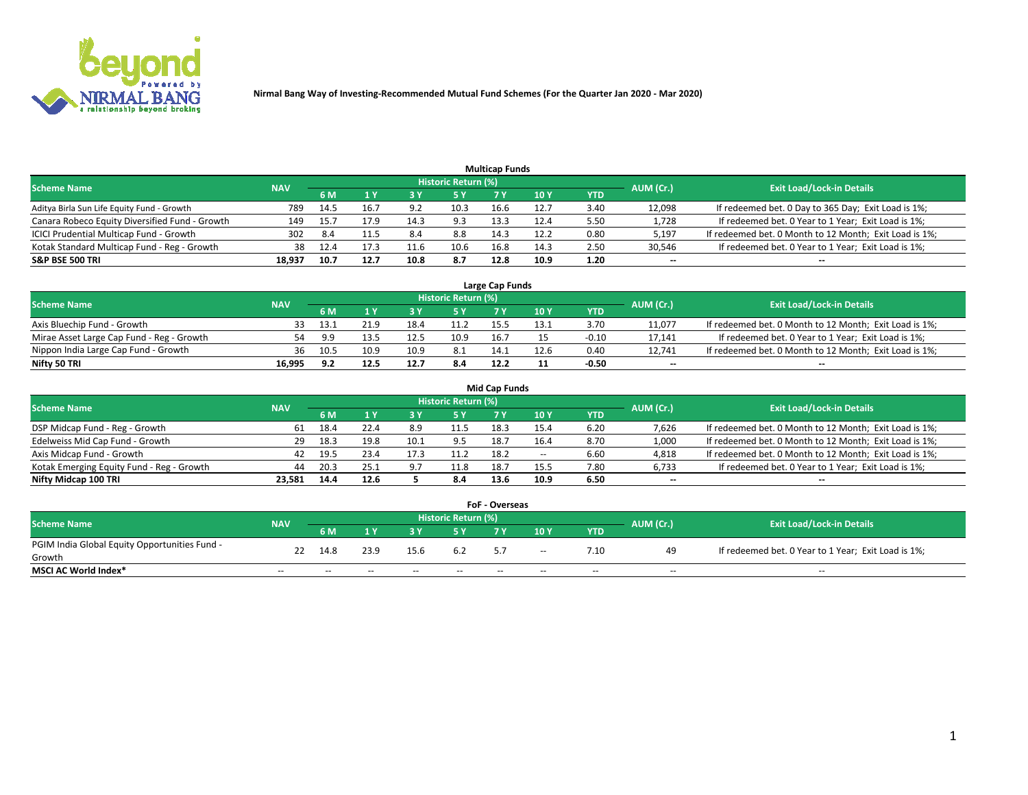**Nirmal Bang Way of Investing-Recommended Mutual Fund Schemes (For the Quarter Jan 2020 - Mar 2020)**

### Multicap Funds

| Scheme Name | NAV | Historic Return (%) | | | | | | | AUM (Cr.) | Exit Load/Lock-in Details |
|---|---|---|---|---|---|---|---|---|---|---|
| | | 6 M | 1 Y | 3 Y | 5 Y | 7 Y | 10 Y | YTD | | |
| Aditya Birla Sun Life Equity Fund - Growth | 789 | 14.5 | 16.7 | 9.2 | 10.3 | 16.6 | 12.7 | 3.40 | 12,098 | If redeemed bet. 0 Day to 365 Day; Exit Load is 1%; |
| Canara Robeco Equity Diversified Fund - Growth | 149 | 15.7 | 17.9 | 14.3 | 9.3 | 13.3 | 12.4 | 5.50 | 1,728 | If redeemed bet. 0 Year to 1 Year; Exit Load is 1%; |
| ICICI Prudential Multicap Fund - Growth | 302 | 8.4 | 11.5 | 8.4 | 8.8 | 14.3 | 12.2 | 0.80 | 5,197 | If redeemed bet. 0 Month to 12 Month; Exit Load is 1%; |
| Kotak Standard Multicap Fund - Reg - Growth | 38 | 12.4 | 17.3 | 11.6 | 10.6 | 16.8 | 14.3 | 2.50 | 30,546 | If redeemed bet. 0 Year to 1 Year; Exit Load is 1%; |
| **S&P BSE 500 TRI** | **18,937** | **10.7** | **12.7** | **10.8** | **8.7** | **12.8** | **10.9** | **1.20** | **--** | **--** |

### Large Cap Funds

| Scheme Name | NAV | Historic Return (%) | | | | | | | AUM (Cr.) | Exit Load/Lock-in Details |
|---|---|---|---|---|---|---|---|---|---|---|
| | | 6 M | 1 Y | 3 Y | 5 Y | 7 Y | 10 Y | YTD | | |
| Axis Bluechip Fund - Growth | 33 | 13.1 | 21.9 | 18.4 | 11.2 | 15.5 | 13.1 | 3.70 | 11,077 | If redeemed bet. 0 Month to 12 Month; Exit Load is 1%; |
| Mirae Asset Large Cap Fund - Reg - Growth | 54 | 9.9 | 13.5 | 12.5 | 10.9 | 16.7 | 15 | -0.10 | 17,141 | If redeemed bet. 0 Year to 1 Year; Exit Load is 1%; |
| Nippon India Large Cap Fund - Growth | 36 | 10.5 | 10.9 | 10.9 | 8.1 | 14.1 | 12.6 | 0.40 | 12,741 | If redeemed bet. 0 Month to 12 Month; Exit Load is 1%; |
| **Nifty 50 TRI** | **16,995** | **9.2** | **12.5** | **12.7** | **8.4** | **12.2** | **11** | **-0.50** | **--** | **--** |

### Mid Cap Funds

| Scheme Name | NAV | Historic Return (%) | | | | | | | AUM (Cr.) | Exit Load/Lock-in Details |
|---|---|---|---|---|---|---|---|---|---|---|
| | | 6 M | 1 Y | 3 Y | 5 Y | 7 Y | 10 Y | YTD | | |
| DSP Midcap Fund - Reg - Growth | 61 | 18.4 | 22.4 | 8.9 | 11.5 | 18.3 | 15.4 | 6.20 | 7,626 | If redeemed bet. 0 Month to 12 Month; Exit Load is 1%; |
| Edelweiss Mid Cap Fund - Growth | 29 | 18.3 | 19.8 | 10.1 | 9.5 | 18.7 | 16.4 | 8.70 | 1,000 | If redeemed bet. 0 Month to 12 Month; Exit Load is 1%; |
| Axis Midcap Fund - Growth | 42 | 19.5 | 23.4 | 17.3 | 11.2 | 18.2 | -- | 6.60 | 4,818 | If redeemed bet. 0 Month to 12 Month; Exit Load is 1%; |
| Kotak Emerging Equity Fund - Reg - Growth | 44 | 20.3 | 25.1 | 9.7 | 11.8 | 18.7 | 15.5 | 7.80 | 6,733 | If redeemed bet. 0 Year to 1 Year; Exit Load is 1%; |
| **Nifty Midcap 100 TRI** | **23,581** | **14.4** | **12.6** | **5** | **8.4** | **13.6** | **10.9** | **6.50** | **--** | **--** |

### FoF - Overseas

| Scheme Name | NAV | Historic Return (%) | | | | | | | AUM (Cr.) | Exit Load/Lock-in Details |
|---|---|---|---|---|---|---|---|---|---|---|
| | | 6 M | 1 Y | 3 Y | 5 Y | 7 Y | 10 Y | YTD | | |
| PGIM India Global Equity Opportunities Fund - Growth | 22 | 14.8 | 23.9 | 15.6 | 6.2 | 5.7 | -- | 7.10 | 49 | If redeemed bet. 0 Year to 1 Year; Exit Load is 1%; |
| **MSCI AC World Index*** | -- | -- | -- | -- | -- | -- | -- | -- | -- | -- |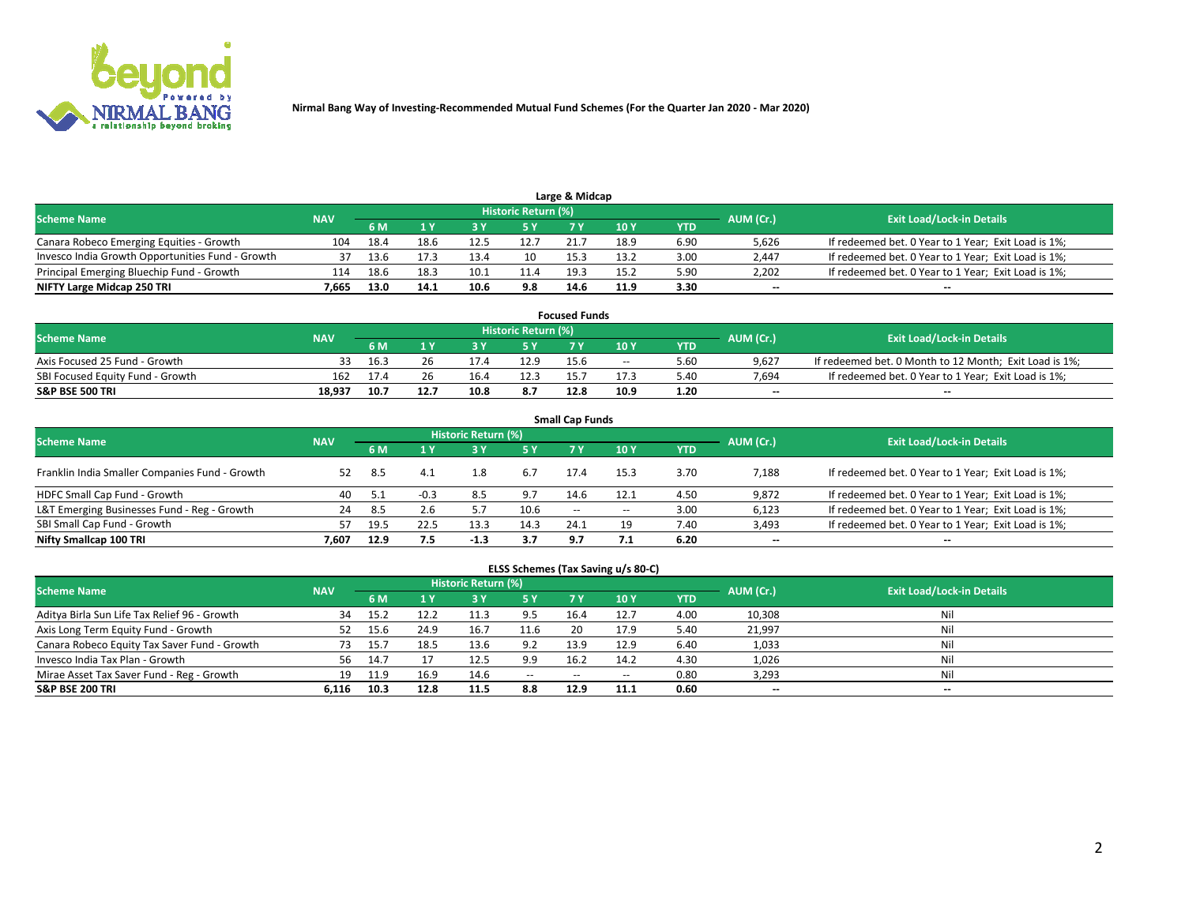Nirmal Bang Way of Investing-Recommended Mutual Fund Schemes (For the Quarter Jan 2020 - Mar 2020)

## Large & Midcap

| Scheme Name | NAV | Historic Return (%) | | | | | | | AUM (Cr.) | Exit Load/Lock-in Details |
|---|---|---|---|---|---|---|---|---|---|---|
| | | 6 M | 1 Y | 3 Y | 5 Y | 7 Y | 10 Y | YTD | | |
| Canara Robeco Emerging Equities - Growth | 104 | 18.4 | 18.6 | 12.5 | 12.7 | 21.7 | 18.9 | 6.90 | 5,626 | If redeemed bet. 0 Year to 1 Year; Exit Load is 1%; |
| Invesco India Growth Opportunities Fund - Growth | 37 | 13.6 | 17.3 | 13.4 | 10 | 15.3 | 13.2 | 3.00 | 2,447 | If redeemed bet. 0 Year to 1 Year; Exit Load is 1%; |
| Principal Emerging Bluechip Fund - Growth | 114 | 18.6 | 18.3 | 10.1 | 11.4 | 19.3 | 15.2 | 5.90 | 2,202 | If redeemed bet. 0 Year to 1 Year; Exit Load is 1%; |
| **NIFTY Large Midcap 250 TRI** | **7,665** | **13.0** | **14.1** | **10.6** | **9.8** | **14.6** | **11.9** | **3.30** | -- | -- |

## Focused Funds

| Scheme Name | NAV | Historic Return (%) | | | | | | | AUM (Cr.) | Exit Load/Lock-in Details |
|---|---|---|---|---|---|---|---|---|---|---|
| | | 6 M | 1 Y | 3 Y | 5 Y | 7 Y | 10 Y | YTD | | |
| Axis Focused 25 Fund - Growth | 33 | 16.3 | 26 | 17.4 | 12.9 | 15.6 | -- | 5.60 | 9,627 | If redeemed bet. 0 Month to 12 Month; Exit Load is 1%; |
| SBI Focused Equity Fund - Growth | 162 | 17.4 | 26 | 16.4 | 12.3 | 15.7 | 17.3 | 5.40 | 7,694 | If redeemed bet. 0 Year to 1 Year; Exit Load is 1%; |
| **S&P BSE 500 TRI** | **18,937** | **10.7** | **12.7** | **10.8** | **8.7** | **12.8** | **10.9** | **1.20** | -- | -- |

## Small Cap Funds

| Scheme Name | NAV | Historic Return (%) | | | | | | | AUM (Cr.) | Exit Load/Lock-in Details |
|---|---|---|---|---|---|---|---|---|---|---|
| | | 6 M | 1 Y | 3 Y | 5 Y | 7 Y | 10 Y | YTD | | |
| Franklin India Smaller Companies Fund - Growth | 52 | 8.5 | 4.1 | 1.8 | 6.7 | 17.4 | 15.3 | 3.70 | 7,188 | If redeemed bet. 0 Year to 1 Year; Exit Load is 1%; |
| HDFC Small Cap Fund - Growth | 40 | 5.1 | -0.3 | 8.5 | 9.7 | 14.6 | 12.1 | 4.50 | 9,872 | If redeemed bet. 0 Year to 1 Year; Exit Load is 1%; |
| L&T Emerging Businesses Fund - Reg - Growth | 24 | 8.5 | 2.6 | 5.7 | 10.6 | -- | -- | 3.00 | 6,123 | If redeemed bet. 0 Year to 1 Year; Exit Load is 1%; |
| SBI Small Cap Fund - Growth | 57 | 19.5 | 22.5 | 13.3 | 14.3 | 24.1 | 19 | 7.40 | 3,493 | If redeemed bet. 0 Year to 1 Year; Exit Load is 1%; |
| **Nifty Smallcap 100 TRI** | **7,607** | **12.9** | **7.5** | **-1.3** | **3.7** | **9.7** | **7.1** | **6.20** | -- | -- |

## ELSS Schemes (Tax Saving u/s 80-C)

| Scheme Name | NAV | Historic Return (%) | | | | | | | AUM (Cr.) | Exit Load/Lock-in Details |
|---|---|---|---|---|---|---|---|---|---|---|
| | | 6 M | 1 Y | 3 Y | 5 Y | 7 Y | 10 Y | YTD | | |
| Aditya Birla Sun Life Tax Relief 96 - Growth | 34 | 15.2 | 12.2 | 11.3 | 9.5 | 16.4 | 12.7 | 4.00 | 10,308 | Nil |
| Axis Long Term Equity Fund - Growth | 52 | 15.6 | 24.9 | 16.7 | 11.6 | 20 | 17.9 | 5.40 | 21,997 | Nil |
| Canara Robeco Equity Tax Saver Fund - Growth | 73 | 15.7 | 18.5 | 13.6 | 9.2 | 13.9 | 12.9 | 6.40 | 1,033 | Nil |
| Invesco India Tax Plan - Growth | 56 | 14.7 | 17 | 12.5 | 9.9 | 16.2 | 14.2 | 4.30 | 1,026 | Nil |
| Mirae Asset Tax Saver Fund - Reg - Growth | 19 | 11.9 | 16.9 | 14.6 | -- | -- | -- | 0.80 | 3,293 | Nil |
| **S&P BSE 200 TRI** | **6,116** | **10.3** | **12.8** | **11.5** | **8.8** | **12.9** | **11.1** | **0.60** | -- | -- |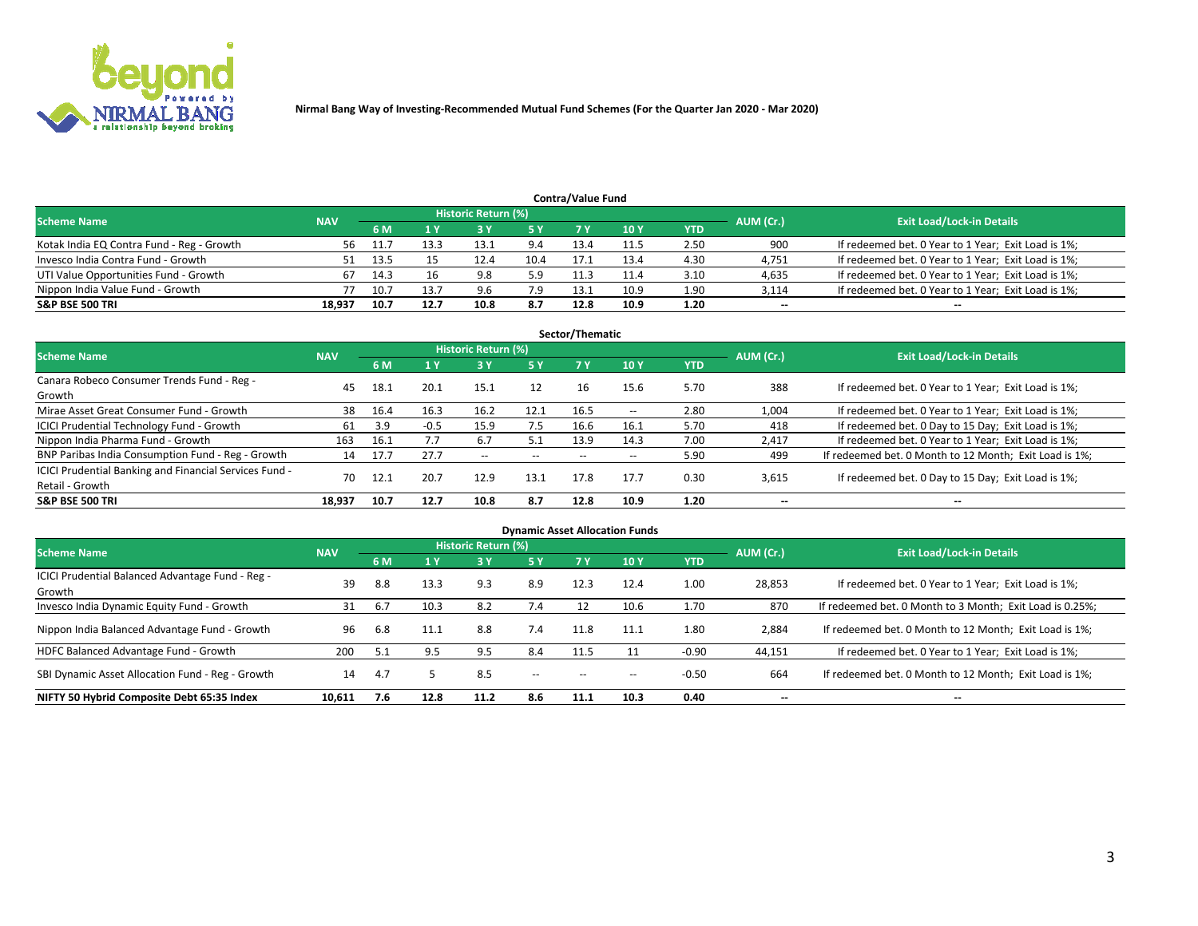Nirmal Bang Way of Investing-Recommended Mutual Fund Schemes (For the Quarter Jan 2020 - Mar 2020)

## Contra/Value Fund

| Scheme Name | NAV | Historic Return (%) | | | | | | | AUM (Cr.) | Exit Load/Lock-in Details |
|---|---|---|---|---|---|---|---|---|---|---|
| | | 6 M | 1 Y | 3 Y | 5 Y | 7 Y | 10 Y | YTD | | |
| Kotak India EQ Contra Fund - Reg - Growth | 56 | 11.7 | 13.3 | 13.1 | 9.4 | 13.4 | 11.5 | 2.50 | 900 | If redeemed bet. 0 Year to 1 Year; Exit Load is 1%; |
| Invesco India Contra Fund - Growth | 51 | 13.5 | 15 | 12.4 | 10.4 | 17.1 | 13.4 | 4.30 | 4,751 | If redeemed bet. 0 Year to 1 Year; Exit Load is 1%; |
| UTI Value Opportunities Fund - Growth | 67 | 14.3 | 16 | 9.8 | 5.9 | 11.3 | 11.4 | 3.10 | 4,635 | If redeemed bet. 0 Year to 1 Year; Exit Load is 1%; |
| Nippon India Value Fund - Growth | 77 | 10.7 | 13.7 | 9.6 | 7.9 | 13.1 | 10.9 | 1.90 | 3,114 | If redeemed bet. 0 Year to 1 Year; Exit Load is 1%; |
| **S&P BSE 500 TRI** | **18,937** | **10.7** | **12.7** | **10.8** | **8.7** | **12.8** | **10.9** | **1.20** | -- | -- |

## Sector/Thematic

| Scheme Name | NAV | Historic Return (%) | | | | | | | AUM (Cr.) | Exit Load/Lock-in Details |
|---|---|---|---|---|---|---|---|---|---|---|
| | | 6 M | 1 Y | 3 Y | 5 Y | 7 Y | 10 Y | YTD | | |
| Canara Robeco Consumer Trends Fund - Reg - Growth | 45 | 18.1 | 20.1 | 15.1 | 12 | 16 | 15.6 | 5.70 | 388 | If redeemed bet. 0 Year to 1 Year; Exit Load is 1%; |
| Mirae Asset Great Consumer Fund - Growth | 38 | 16.4 | 16.3 | 16.2 | 12.1 | 16.5 | -- | 2.80 | 1,004 | If redeemed bet. 0 Year to 1 Year; Exit Load is 1%; |
| ICICI Prudential Technology Fund - Growth | 61 | 3.9 | -0.5 | 15.9 | 7.5 | 16.6 | 16.1 | 5.70 | 418 | If redeemed bet. 0 Day to 15 Day; Exit Load is 1%; |
| Nippon India Pharma Fund - Growth | 163 | 16.1 | 7.7 | 6.7 | 5.1 | 13.9 | 14.3 | 7.00 | 2,417 | If redeemed bet. 0 Year to 1 Year; Exit Load is 1%; |
| BNP Paribas India Consumption Fund - Reg - Growth | 14 | 17.7 | 27.7 | -- | -- | -- | -- | 5.90 | 499 | If redeemed bet. 0 Month to 12 Month; Exit Load is 1%; |
| ICICI Prudential Banking and Financial Services Fund - Retail - Growth | 70 | 12.1 | 20.7 | 12.9 | 13.1 | 17.8 | 17.7 | 0.30 | 3,615 | If redeemed bet. 0 Day to 15 Day; Exit Load is 1%; |
| **S&P BSE 500 TRI** | **18,937** | **10.7** | **12.7** | **10.8** | **8.7** | **12.8** | **10.9** | **1.20** | -- | -- |

## Dynamic Asset Allocation Funds

| Scheme Name | NAV | Historic Return (%) | | | | | | | AUM (Cr.) | Exit Load/Lock-in Details |
|---|---|---|---|---|---|---|---|---|---|---|
| | | 6 M | 1 Y | 3 Y | 5 Y | 7 Y | 10 Y | YTD | | |
| ICICI Prudential Balanced Advantage Fund - Reg - Growth | 39 | 8.8 | 13.3 | 9.3 | 8.9 | 12.3 | 12.4 | 1.00 | 28,853 | If redeemed bet. 0 Year to 1 Year; Exit Load is 1%; |
| Invesco India Dynamic Equity Fund - Growth | 31 | 6.7 | 10.3 | 8.2 | 7.4 | 12 | 10.6 | 1.70 | 870 | If redeemed bet. 0 Month to 3 Month; Exit Load is 0.25%; |
| Nippon India Balanced Advantage Fund - Growth | 96 | 6.8 | 11.1 | 8.8 | 7.4 | 11.8 | 11.1 | 1.80 | 2,884 | If redeemed bet. 0 Month to 12 Month; Exit Load is 1%; |
| HDFC Balanced Advantage Fund - Growth | 200 | 5.1 | 9.5 | 9.5 | 8.4 | 11.5 | 11 | -0.90 | 44,151 | If redeemed bet. 0 Year to 1 Year; Exit Load is 1%; |
| SBI Dynamic Asset Allocation Fund - Reg - Growth | 14 | 4.7 | 5 | 8.5 | -- | -- | -- | -0.50 | 664 | If redeemed bet. 0 Month to 12 Month; Exit Load is 1%; |
| **NIFTY 50 Hybrid Composite Debt 65:35 Index** | **10,611** | **7.6** | **12.8** | **11.2** | **8.6** | **11.1** | **10.3** | **0.40** | -- | -- |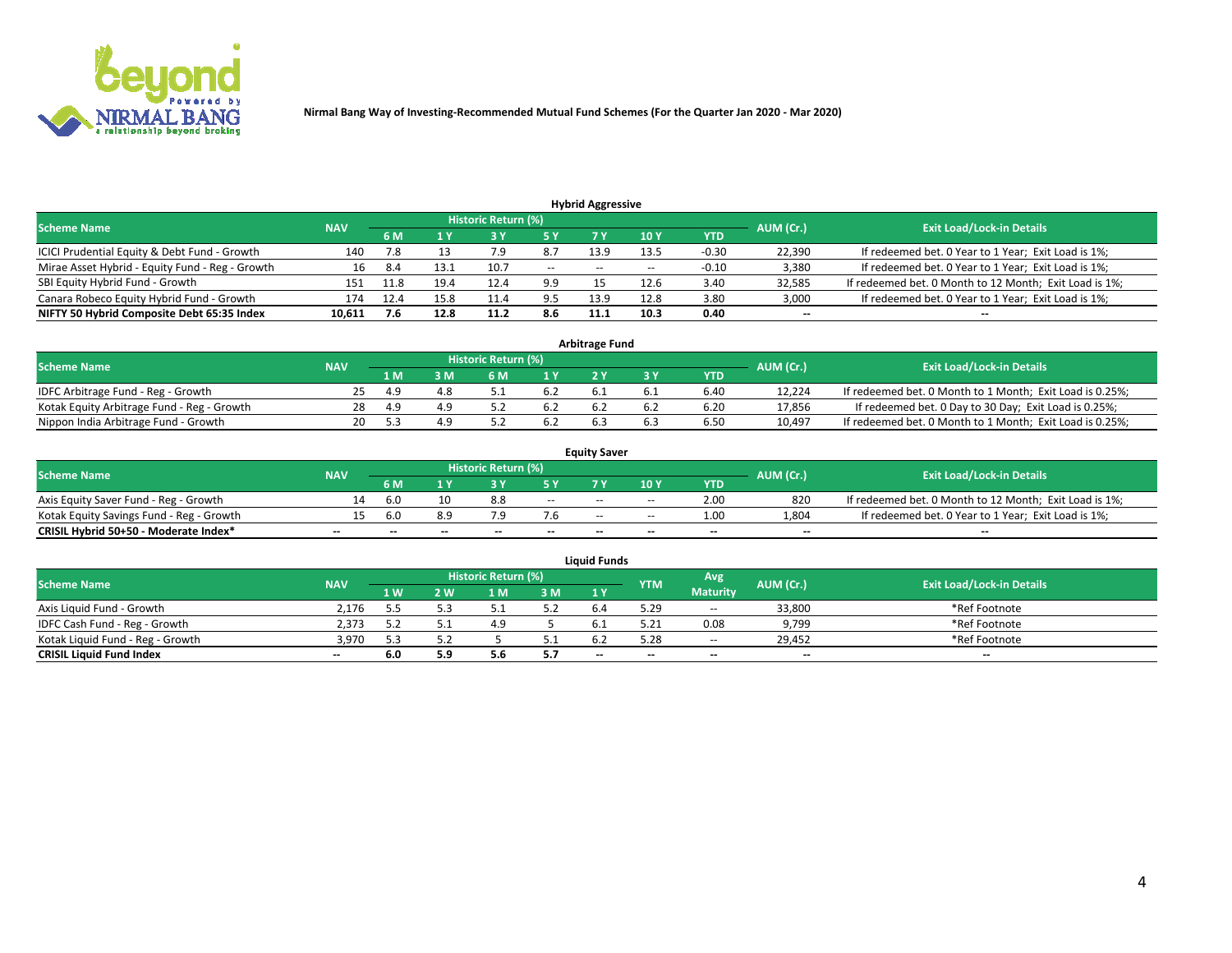Nirmal Bang Way of Investing-Recommended Mutual Fund Schemes (For the Quarter Jan 2020 - Mar 2020)

### Hybrid Aggressive

| Scheme Name | NAV | Historic Return (%) | | | | | | | AUM (Cr.) | Exit Load/Lock-in Details |
|---|---|---|---|---|---|---|---|---|---|---|
| | | 6 M | 1 Y | 3 Y | 5 Y | 7 Y | 10 Y | YTD | | |
| ICICI Prudential Equity & Debt Fund - Growth | 140 | 7.8 | 13 | 7.9 | 8.7 | 13.9 | 13.5 | -0.30 | 22,390 | If redeemed bet. 0 Year to 1 Year; Exit Load is 1%; |
| Mirae Asset Hybrid - Equity Fund - Reg - Growth | 16 | 8.4 | 13.1 | 10.7 | -- | -- | -- | -0.10 | 3,380 | If redeemed bet. 0 Year to 1 Year; Exit Load is 1%; |
| SBI Equity Hybrid Fund - Growth | 151 | 11.8 | 19.4 | 12.4 | 9.9 | 15 | 12.6 | 3.40 | 32,585 | If redeemed bet. 0 Month to 12 Month; Exit Load is 1%; |
| Canara Robeco Equity Hybrid Fund - Growth | 174 | 12.4 | 15.8 | 11.4 | 9.5 | 13.9 | 12.8 | 3.80 | 3,000 | If redeemed bet. 0 Year to 1 Year; Exit Load is 1%; |
| **NIFTY 50 Hybrid Composite Debt 65:35 Index** | **10,611** | **7.6** | **12.8** | **11.2** | **8.6** | **11.1** | **10.3** | **0.40** | **--** | **--** |

### Arbitrage Fund

| Scheme Name | NAV | Historic Return (%) | | | | | | | AUM (Cr.) | Exit Load/Lock-in Details |
|---|---|---|---|---|---|---|---|---|---|---|
| | | 1 M | 3 M | 6 M | 1 Y | 2 Y | 3 Y | YTD | | |
| IDFC Arbitrage Fund - Reg - Growth | 25 | 4.9 | 4.8 | 5.1 | 6.2 | 6.1 | 6.1 | 6.40 | 12,224 | If redeemed bet. 0 Month to 1 Month; Exit Load is 0.25%; |
| Kotak Equity Arbitrage Fund - Reg - Growth | 28 | 4.9 | 4.9 | 5.2 | 6.2 | 6.2 | 6.2 | 6.20 | 17,856 | If redeemed bet. 0 Day to 30 Day; Exit Load is 0.25%; |
| Nippon India Arbitrage Fund - Growth | 20 | 5.3 | 4.9 | 5.2 | 6.2 | 6.3 | 6.3 | 6.50 | 10,497 | If redeemed bet. 0 Month to 1 Month; Exit Load is 0.25%; |

### Equity Saver

| Scheme Name | NAV | Historic Return (%) | | | | | | | AUM (Cr.) | Exit Load/Lock-in Details |
|---|---|---|---|---|---|---|---|---|---|---|
| | | 6 M | 1 Y | 3 Y | 5 Y | 7 Y | 10 Y | YTD | | |
| Axis Equity Saver Fund - Reg - Growth | 14 | 6.0 | 10 | 8.8 | -- | -- | -- | 2.00 | 820 | If redeemed bet. 0 Month to 12 Month; Exit Load is 1%; |
| Kotak Equity Savings Fund - Reg - Growth | 15 | 6.0 | 8.9 | 7.9 | 7.6 | -- | -- | 1.00 | 1,804 | If redeemed bet. 0 Year to 1 Year; Exit Load is 1%; |
| **CRISIL Hybrid 50+50 - Moderate Index*** | **--** | **--** | **--** | **--** | **--** | **--** | **--** | **--** | **--** | **--** |

### Liquid Funds

| Scheme Name | NAV | Historic Return (%) | | | | | YTM | Avg Maturity | AUM (Cr.) | Exit Load/Lock-in Details |
|---|---|---|---|---|---|---|---|---|---|---|
| | | 1 W | 2 W | 1 M | 3 M | 1 Y | | | | |
| Axis Liquid Fund - Growth | 2,176 | 5.5 | 5.3 | 5.1 | 5.2 | 6.4 | 5.29 | -- | 33,800 | *Ref Footnote |
| IDFC Cash Fund - Reg - Growth | 2,373 | 5.2 | 5.1 | 4.9 | 5 | 6.1 | 5.21 | 0.08 | 9,799 | *Ref Footnote |
| Kotak Liquid Fund - Reg - Growth | 3,970 | 5.3 | 5.2 | 5 | 5.1 | 6.2 | 5.28 | -- | 29,452 | *Ref Footnote |
| **CRISIL Liquid Fund Index** | **--** | **6.0** | **5.9** | **5.6** | **5.7** | **--** | **--** | **--** | **--** | **--** |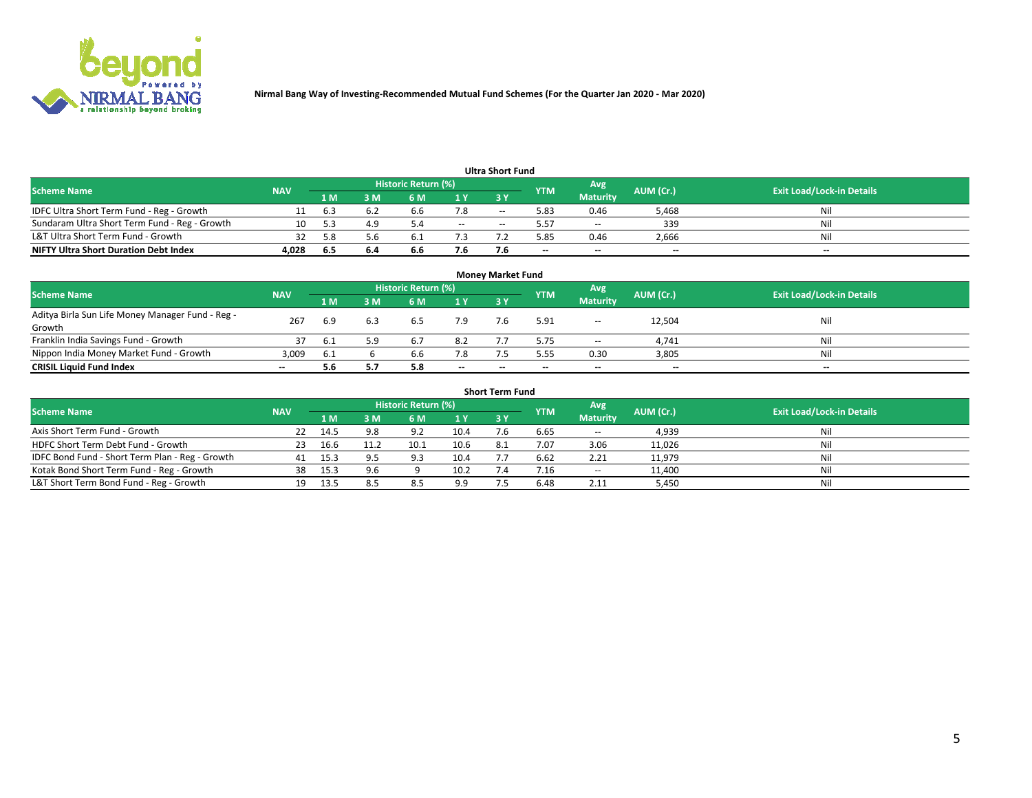Nirmal Bang Way of Investing-Recommended Mutual Fund Schemes (For the Quarter Jan 2020 - Mar 2020)

### Ultra Short Fund

| Scheme Name | NAV | Historic Return (%) | | | | | YTM | Avg Maturity | AUM (Cr.) | Exit Load/Lock-in Details |
|---|---|---|---|---|---|---|---|---|---|---|
| | | 1 M | 3 M | 6 M | 1 Y | 3 Y | | | | |
| IDFC Ultra Short Term Fund - Reg - Growth | 11 | 6.3 | 6.2 | 6.6 | 7.8 | -- | 5.83 | 0.46 | 5,468 | Nil |
| Sundaram Ultra Short Term Fund - Reg - Growth | 10 | 5.3 | 4.9 | 5.4 | -- | -- | 5.57 | -- | 339 | Nil |
| L&T Ultra Short Term Fund - Growth | 32 | 5.8 | 5.6 | 6.1 | 7.3 | 7.2 | 5.85 | 0.46 | 2,666 | Nil |
| **NIFTY Ultra Short Duration Debt Index** | **4,028** | **6.5** | **6.4** | **6.6** | **7.6** | **7.6** | **--** | **--** | **--** | **--** |

### Money Market Fund

| Scheme Name | NAV | Historic Return (%) | | | | | YTM | Avg Maturity | AUM (Cr.) | Exit Load/Lock-in Details |
|---|---|---|---|---|---|---|---|---|---|---|
| | | 1 M | 3 M | 6 M | 1 Y | 3 Y | | | | |
| Aditya Birla Sun Life Money Manager Fund - Reg - Growth | 267 | 6.9 | 6.3 | 6.5 | 7.9 | 7.6 | 5.91 | -- | 12,504 | Nil |
| Franklin India Savings Fund - Growth | 37 | 6.1 | 5.9 | 6.7 | 8.2 | 7.7 | 5.75 | -- | 4,741 | Nil |
| Nippon India Money Market Fund - Growth | 3,009 | 6.1 | 6 | 6.6 | 7.8 | 7.5 | 5.55 | 0.30 | 3,805 | Nil |
| **CRISIL Liquid Fund Index** | **--** | **5.6** | **5.7** | **5.8** | **--** | **--** | **--** | **--** | **--** | **--** |

### Short Term Fund

| Scheme Name | NAV | Historic Return (%) | | | | | YTM | Avg Maturity | AUM (Cr.) | Exit Load/Lock-in Details |
|---|---|---|---|---|---|---|---|---|---|---|
| | | 1 M | 3 M | 6 M | 1 Y | 3 Y | | | | |
| Axis Short Term Fund - Growth | 22 | 14.5 | 9.8 | 9.2 | 10.4 | 7.6 | 6.65 | -- | 4,939 | Nil |
| HDFC Short Term Debt Fund - Growth | 23 | 16.6 | 11.2 | 10.1 | 10.6 | 8.1 | 7.07 | 3.06 | 11,026 | Nil |
| IDFC Bond Fund - Short Term Plan - Reg - Growth | 41 | 15.3 | 9.5 | 9.3 | 10.4 | 7.7 | 6.62 | 2.21 | 11,979 | Nil |
| Kotak Bond Short Term Fund - Reg - Growth | 38 | 15.3 | 9.6 | 9 | 10.2 | 7.4 | 7.16 | -- | 11,400 | Nil |
| L&T Short Term Bond Fund - Reg - Growth | 19 | 13.5 | 8.5 | 8.5 | 9.9 | 7.5 | 6.48 | 2.11 | 5,450 | Nil |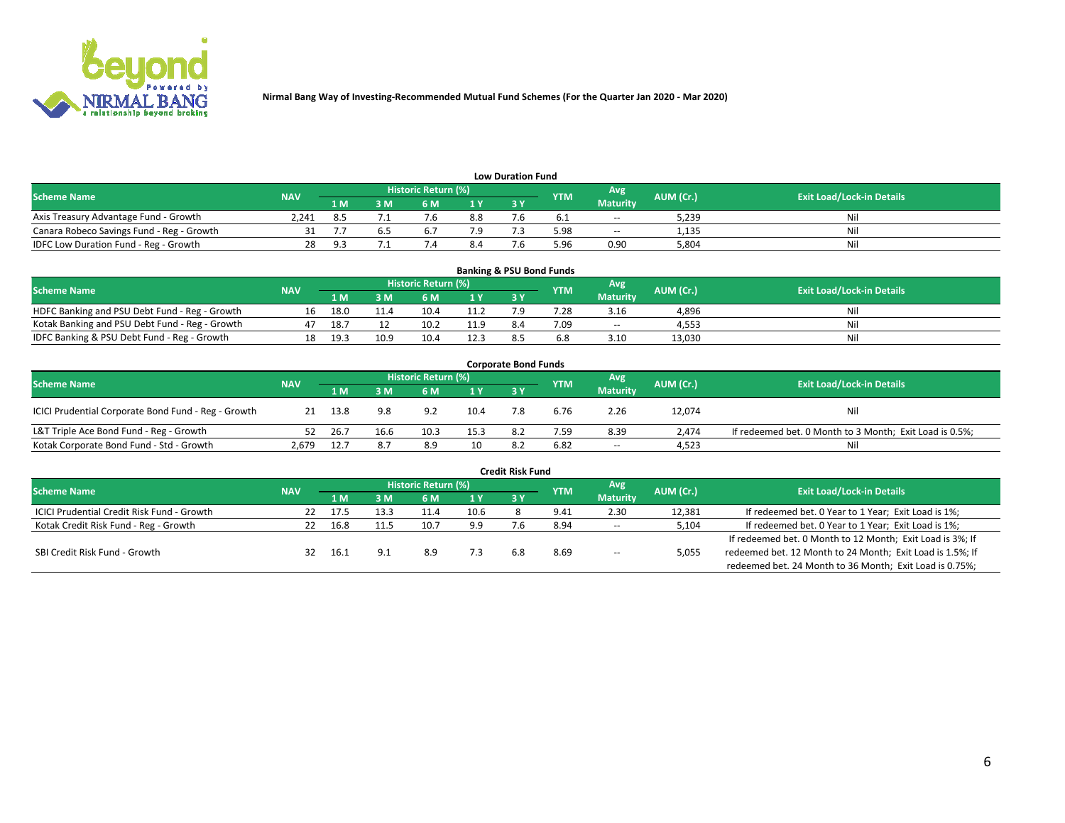Nirmal Bang Way of Investing-Recommended Mutual Fund Schemes (For the Quarter Jan 2020 - Mar 2020)

## Low Duration Fund

| Scheme Name | NAV | Historic Return (%) | | | | | YTM | Avg Maturity | AUM (Cr.) | Exit Load/Lock-in Details |
|---|---|---|---|---|---|---|---|---|---|---|
| | | 1 M | 3 M | 6 M | 1 Y | 3 Y | | | | |
| Axis Treasury Advantage Fund - Growth | 2,241 | 8.5 | 7.1 | 7.6 | 8.8 | 7.6 | 6.1 | -- | 5,239 | Nil |
| Canara Robeco Savings Fund - Reg - Growth | 31 | 7.7 | 6.5 | 6.7 | 7.9 | 7.3 | 5.98 | -- | 1,135 | Nil |
| IDFC Low Duration Fund - Reg - Growth | 28 | 9.3 | 7.1 | 7.4 | 8.4 | 7.6 | 5.96 | 0.90 | 5,804 | Nil |

## Banking & PSU Bond Funds

| Scheme Name | NAV | Historic Return (%) | | | | | YTM | Avg Maturity | AUM (Cr.) | Exit Load/Lock-in Details |
|---|---|---|---|---|---|---|---|---|---|---|
| | | 1 M | 3 M | 6 M | 1 Y | 3 Y | | | | |
| HDFC Banking and PSU Debt Fund - Reg - Growth | 16 | 18.0 | 11.4 | 10.4 | 11.2 | 7.9 | 7.28 | 3.16 | 4,896 | Nil |
| Kotak Banking and PSU Debt Fund - Reg - Growth | 47 | 18.7 | 12 | 10.2 | 11.9 | 8.4 | 7.09 | -- | 4,553 | Nil |
| IDFC Banking & PSU Debt Fund - Reg - Growth | 18 | 19.3 | 10.9 | 10.4 | 12.3 | 8.5 | 6.8 | 3.10 | 13,030 | Nil |

## Corporate Bond Funds

| Scheme Name | NAV | Historic Return (%) | | | | | YTM | Avg Maturity | AUM (Cr.) | Exit Load/Lock-in Details |
|---|---|---|---|---|---|---|---|---|---|---|
| | | 1 M | 3 M | 6 M | 1 Y | 3 Y | | | | |
| ICICI Prudential Corporate Bond Fund - Reg - Growth | 21 | 13.8 | 9.8 | 9.2 | 10.4 | 7.8 | 6.76 | 2.26 | 12,074 | Nil |
| L&T Triple Ace Bond Fund - Reg - Growth | 52 | 26.7 | 16.6 | 10.3 | 15.3 | 8.2 | 7.59 | 8.39 | 2,474 | If redeemed bet. 0 Month to 3 Month; Exit Load is 0.5%; |
| Kotak Corporate Bond Fund - Std - Growth | 2,679 | 12.7 | 8.7 | 8.9 | 10 | 8.2 | 6.82 | -- | 4,523 | Nil |

## Credit Risk Fund

| Scheme Name | NAV | Historic Return (%) | | | | | YTM | Avg Maturity | AUM (Cr.) | Exit Load/Lock-in Details |
|---|---|---|---|---|---|---|---|---|---|---|
| | | 1 M | 3 M | 6 M | 1 Y | 3 Y | | | | |
| ICICI Prudential Credit Risk Fund - Growth | 22 | 17.5 | 13.3 | 11.4 | 10.6 | 8 | 9.41 | 2.30 | 12,381 | If redeemed bet. 0 Year to 1 Year; Exit Load is 1%; |
| Kotak Credit Risk Fund - Reg - Growth | 22 | 16.8 | 11.5 | 10.7 | 9.9 | 7.6 | 8.94 | -- | 5,104 | If redeemed bet. 0 Year to 1 Year; Exit Load is 1%; |
| SBI Credit Risk Fund - Growth | 32 | 16.1 | 9.1 | 8.9 | 7.3 | 6.8 | 8.69 | -- | 5,055 | If redeemed bet. 0 Month to 12 Month; Exit Load is 3%; If redeemed bet. 12 Month to 24 Month; Exit Load is 1.5%; If redeemed bet. 24 Month to 36 Month; Exit Load is 0.75%; |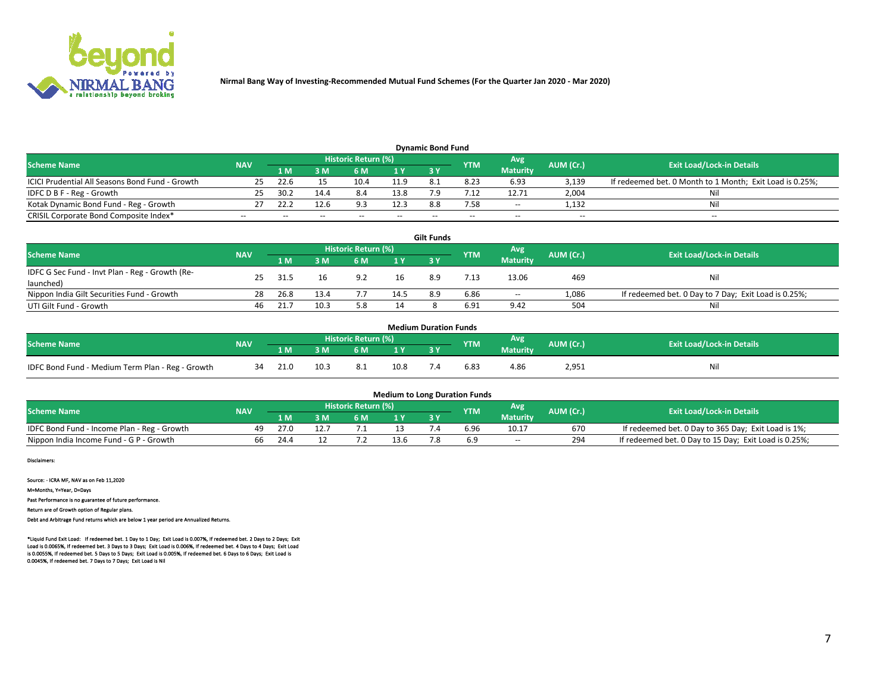**Nirmal Bang Way of Investing-Recommended Mutual Fund Schemes (For the Quarter Jan 2020 - Mar 2020)**

### Dynamic Bond Fund

| Scheme Name | NAV | Historic Return (%) | | | | | YTM | Avg Maturity | AUM (Cr.) | Exit Load/Lock-in Details |
|---|---|---|---|---|---|---|---|---|---|---|
| | | 1 M | 3 M | 6 M | 1 Y | 3 Y | | | | |
| ICICI Prudential All Seasons Bond Fund - Growth | 25 | 22.6 | 15 | 10.4 | 11.9 | 8.1 | 8.23 | 6.93 | 3,139 | If redeemed bet. 0 Month to 1 Month; Exit Load is 0.25%; |
| IDFC D B F - Reg - Growth | 25 | 30.2 | 14.4 | 8.4 | 13.8 | 7.9 | 7.12 | 12.71 | 2,004 | Nil |
| Kotak Dynamic Bond Fund - Reg - Growth | 27 | 22.2 | 12.6 | 9.3 | 12.3 | 8.8 | 7.58 | -- | 1,132 | Nil |
| CRISIL Corporate Bond Composite Index* | -- | -- | -- | -- | -- | -- | -- | -- | -- | -- |

### Gilt Funds

| Scheme Name | NAV | Historic Return (%) | | | | | YTM | Avg Maturity | AUM (Cr.) | Exit Load/Lock-in Details |
|---|---|---|---|---|---|---|---|---|---|---|
| | | 1 M | 3 M | 6 M | 1 Y | 3 Y | | | | |
| IDFC G Sec Fund - Invt Plan - Reg - Growth (Re-launched) | 25 | 31.5 | 16 | 9.2 | 16 | 8.9 | 7.13 | 13.06 | 469 | Nil |
| Nippon India Gilt Securities Fund - Growth | 28 | 26.8 | 13.4 | 7.7 | 14.5 | 8.9 | 6.86 | -- | 1,086 | If redeemed bet. 0 Day to 7 Day; Exit Load is 0.25%; |
| UTI Gilt Fund - Growth | 46 | 21.7 | 10.3 | 5.8 | 14 | 8 | 6.91 | 9.42 | 504 | Nil |

### Medium Duration Funds

| Scheme Name | NAV | Historic Return (%) | | | | | YTM | Avg Maturity | AUM (Cr.) | Exit Load/Lock-in Details |
|---|---|---|---|---|---|---|---|---|---|---|
| | | 1 M | 3 M | 6 M | 1 Y | 3 Y | | | | |
| IDFC Bond Fund - Medium Term Plan - Reg - Growth | 34 | 21.0 | 10.3 | 8.1 | 10.8 | 7.4 | 6.83 | 4.86 | 2,951 | Nil |

### Medium to Long Duration Funds

| Scheme Name | NAV | Historic Return (%) | | | | | YTM | Avg Maturity | AUM (Cr.) | Exit Load/Lock-in Details |
|---|---|---|---|---|---|---|---|---|---|---|
| | | 1 M | 3 M | 6 M | 1 Y | 3 Y | | | | |
| IDFC Bond Fund - Income Plan - Reg - Growth | 49 | 27.0 | 12.7 | 7.1 | 13 | 7.4 | 6.96 | 10.17 | 670 | If redeemed bet. 0 Day to 365 Day; Exit Load is 1%; |
| Nippon India Income Fund - G P - Growth | 66 | 24.4 | 12 | 7.2 | 13.6 | 7.8 | 6.9 | -- | 294 | If redeemed bet. 0 Day to 15 Day; Exit Load is 0.25%; |

Disclaimers:

Source: - ICRA MF, NAV as on Feb 11,2020

M=Months, Y=Year, D=Days

Past Performance is no guarantee of future performance.

Return are of Growth option of Regular plans.

Debt and Arbitrage Fund returns which are below 1 year period are Annualized Returns.

*Liquid Fund Exit Load: If redeemed bet. 1 Day to 1 Day; Exit Load is 0.007%, If redeemed bet. 2 Days to 2 Days; Exit Load is 0.0065%, If redeemed bet. 3 Days to 3 Days; Exit Load is 0.006%, If redeemed bet. 4 Days to 4 Days; Exit Load is 0.0055%, If redeemed bet. 5 Days to 5 Days; Exit Load is 0.005%, If redeemed bet. 6 Days to 6 Days; Exit Load is 0.0045%, If redeemed bet. 7 Days to 7 Days; Exit Load is Nil